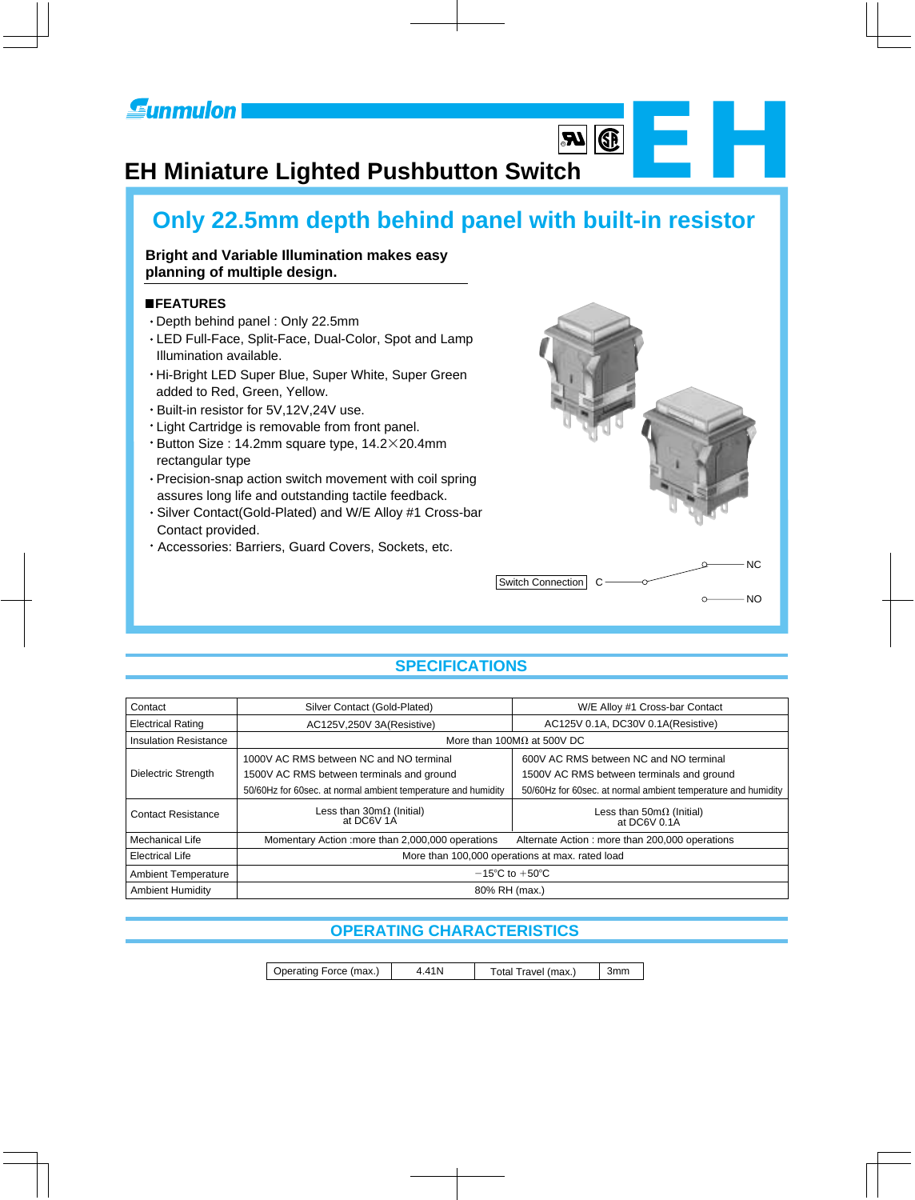Sunmulon

# EH Miniature Lighted Pushbutton Switch

EH

## Only 22.5mm depth behind panel with built-in resistor

**Bright and Variable Illumination makes easy planning of multiple design.**

**■FEATURES**

- Depth behind panel : Only 22.5mm
- LED Full-Face, Split-Face, Dual-Color, Spot and Lamp Illumination available.
- Hi-Bright LED Super Blue, Super White, Super Green added to Red, Green, Yellow.
- Built-in resistor for 5V,12V,24V use.
- Light Cartridge is removable from front panel.
- Button Size : 14.2mm square type, 14.2×20.4mm rectangular type
- Precision-snap action switch movement with coil spring assures long life and outstanding tactile feedback.
- Silver Contact(Gold-Plated) and W/E Alloy #1 Cross-bar Contact provided.
- Accessories: Barriers, Guard Covers, Sockets, etc.

Switch Connection C — NC / NO

## SPECIFICATIONS

| Contact | Silver Contact (Gold-Plated) | W/E Alloy #1 Cross-bar Contact |
|---|---|---|
| Electrical Rating | AC125V,250V 3A(Resistive) | AC125V 0.1A, DC30V 0.1A(Resistive) |
| Insulation Resistance | More than 100MΩ at 500V DC | |
| Dielectric Strength | 1000V AC RMS between NC and NO terminal<br>1500V AC RMS between terminals and ground<br>50/60Hz for 60sec. at normal ambient temperature and humidity | 600V AC RMS between NC and NO terminal<br>1500V AC RMS between terminals and ground<br>50/60Hz for 60sec. at normal ambient temperature and humidity |
| Contact Resistance | Less than 30mΩ (Initial)<br>at DC6V 1A | Less than 50mΩ (Initial)<br>at DC6V 0.1A |
| Mechanical Life | Momentary Action :more than 2,000,000 operations | Alternate Action : more than 200,000 operations |
| Electrical Life | More than 100,000 operations at max. rated load | |
| Ambient Temperature | −15°C to +50°C | |
| Ambient Humidity | 80% RH (max.) | |

## OPERATING CHARACTERISTICS

| Operating Force (max.) | 4.41N | Total Travel (max.) | 3mm |
|---|---|---|---|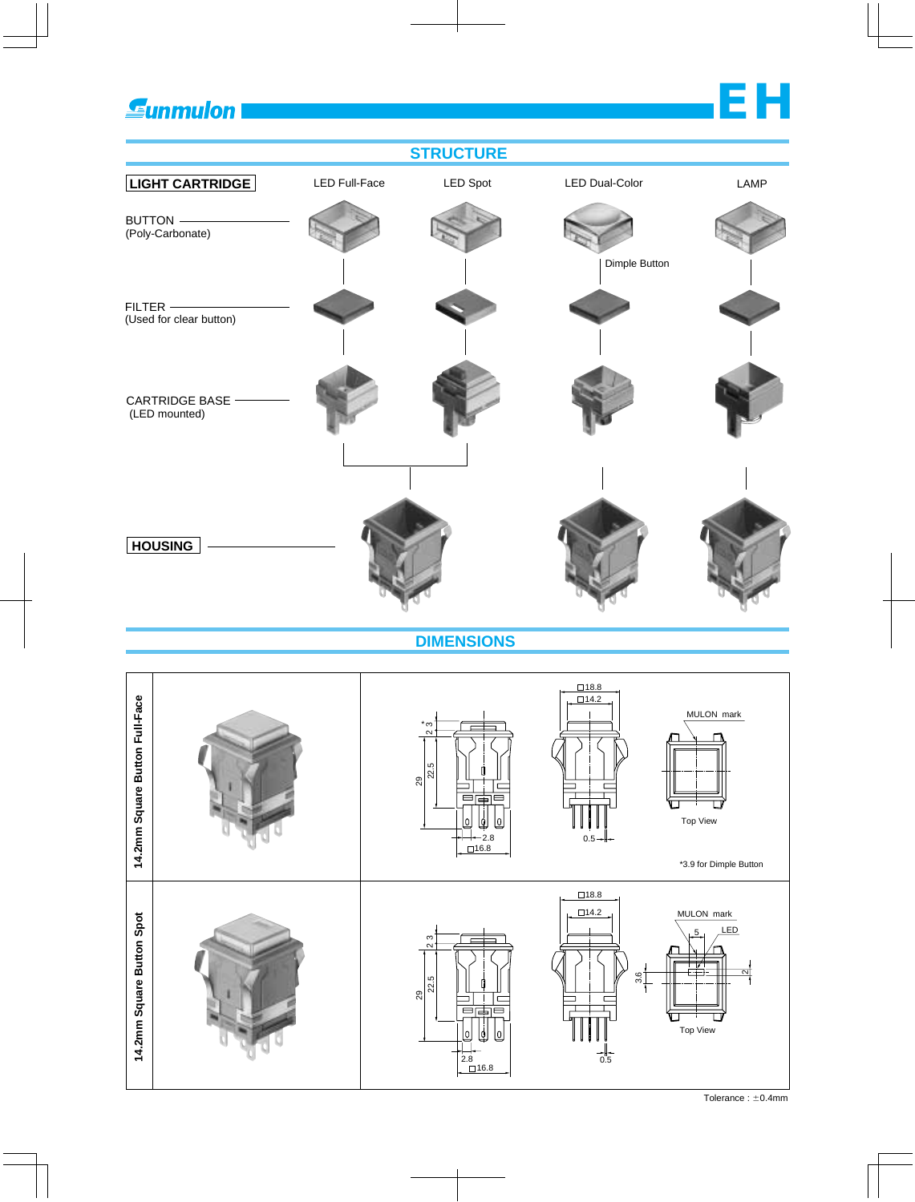# STRUCTURE

**LIGHT CARTRIDGE**

| | LED Full-Face | LED Spot | LED Dual-Color | LAMP |
|---|---|---|---|---|
| BUTTON (Poly-Carbonate) | | | Dimple Button | |
| FILTER (Used for clear button) | | | | |
| CARTRIDGE BASE (LED mounted) | | | | |

**HOUSING**

# DIMENSIONS

## 14.2mm Square Button Full-Face

□18.8, □14.2, 2.3*, 29, 22.5, 2.8, □16.8, 0.5

MULTON mark

Top View

*3.9 for Dimple Button

## 14.2mm Square Button Spot

□18.8, □14.2, 2.3, 29, 22.5, 2.8, □16.8, 0.5, 3.6, 5, 2

MULTON mark

LED

Top View

Tolerance : ±0.4mm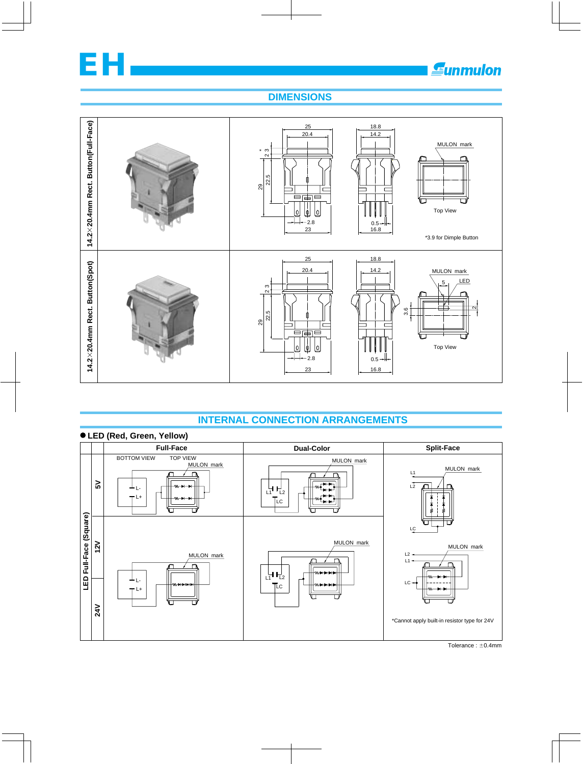# DIMENSIONS

| 14.2×20.4mm Rect. Button(Full-Face) | |
|---|---|
| | *3.9 for Dimple Button |
| **14.2×20.4mm Rect. Button(Spot)** | |

# INTERNAL CONNECTION ARRANGEMENTS

● **LED (Red, Green, Yellow)**

| LED Full-Face (Square) | | Full-Face | Dual-Color | Split-Face |
|---|---|---|---|---|
| | 5V | BOTTOM VIEW / TOP VIEW / MULON mark / L- / L+ | MULON mark / L1 / L2 / LC | MULON mark / L1 / L2 / LC |
| | 12V | MULON mark / L- / L+ | MULON mark / L1 / L2 / LC | MULON mark / L2 / L1 / LC |
| | 24V | | | *Cannot apply built-in resistor type for 24V |

Tolerance : ±0.4mm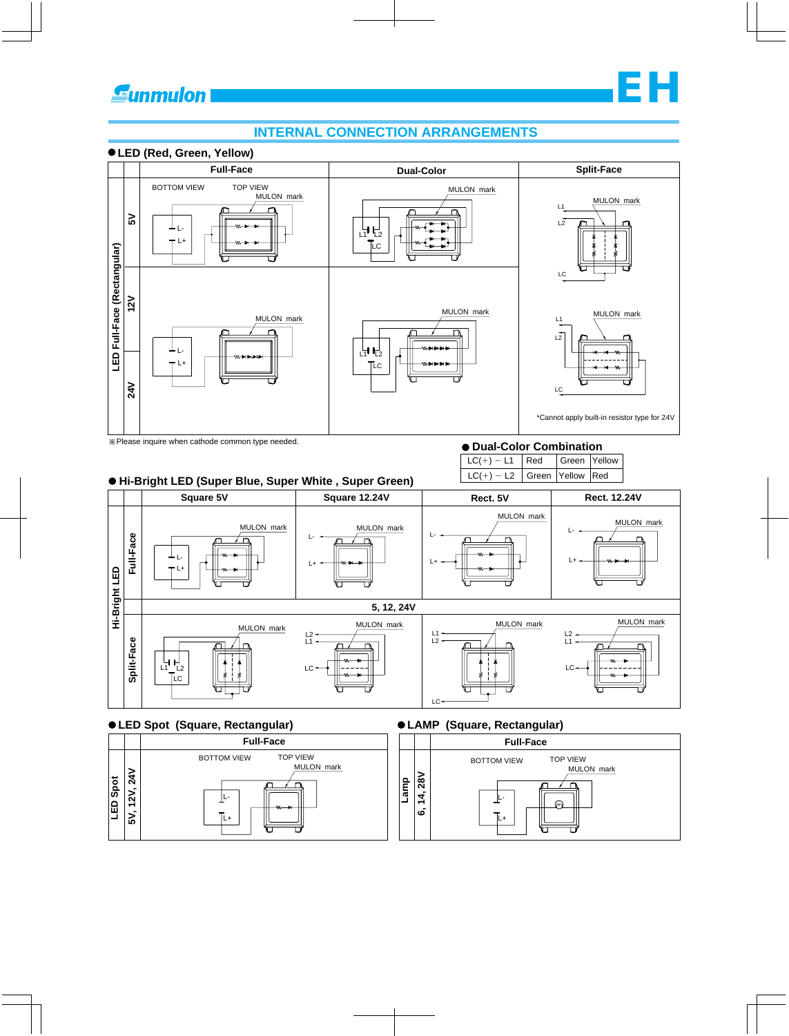## INTERNAL CONNECTION ARRANGEMENTS

### ● LED (Red, Green, Yellow)

| | | Full-Face | Dual-Color | Split-Face |
|---|---|---|---|---|
| LED Full-Face (Rectangular) | 5V | BOTTOM VIEW / TOP VIEW / MULON mark / L- / L+ | MULON mark / L1 / L2 / LC | MULON mark / L1 / L2 / LC |
| | 12V | MULON mark / L- / L+ | MULON mark / L1 / L2 / LC | MULON mark / L1 / L2 / LC |
| | 24V | | | *Cannot apply built-in resistor type for 24V |

※Please inquire when cathode common type needed.

### ● Dual-Color Combination

| | | | |
|---|---|---|---|
| LC(+) − L1 | Red | Green | Yellow |
| LC(+) − L2 | Green | Yellow | Red |

### ● Hi-Bright LED (Super Blue, Super White , Super Green)

| | | Square 5V | Square 12.24V | Rect. 5V | Rect. 12.24V |
|---|---|---|---|---|---|
| Hi-Bright LED | Full-Face | MULON mark / L- / L+ | MULON mark / L- / L+ | MULON mark / L- / L+ | MULON mark / L- / L+ |
| | | 5, 12, 24V | | | |
| | Split-Face | MULON mark / L1 / L2 / LC | MULON mark / L2 / L1 / LC | MULON mark / L1 / L2 / LC | MULON mark / L2 / L1 / LC |

### ● LED Spot (Square, Rectangular)

| | | Full-Face |
|---|---|---|
| LED Spot | 5V, 12V, 24V | BOTTOM VIEW / TOP VIEW / MULON mark / L- / L+ |

### ● LAMP (Square, Rectangular)

| | | Full-Face |
|---|---|---|
| Lamp | 6, 14, 28V | BOTTOM VIEW / TOP VIEW / MULON mark / L- / L+ |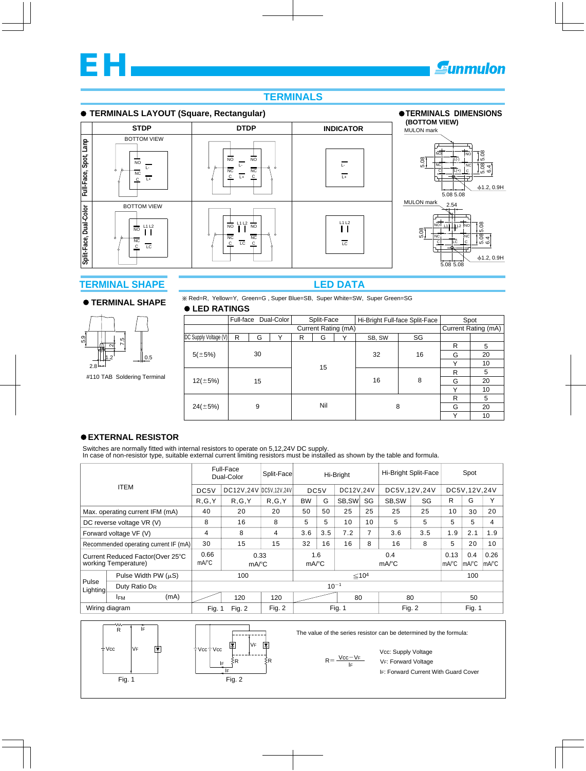# EH

## TERMINALS

### ● TERMINALS LAYOUT (Square, Rectangular)

| | STDP | DTDP | INDICATOR |
|---|---|---|---|
| Full-Face, Spot, Lamp | BOTTOM VIEW NO L- NC C L+ | NO NO L- NC NC C L+ C | L- L+ |
| Split-Face, Dual-Color | BOTTOM VIEW NO L1 L2 NC C LC | NO L1 L2 NO NC NC C LC C | L1 L2 LC |

### ● TERMINALS DIMENSIONS (BOTTOM VIEW)

MULON mark

NO NO L(-) NC NC C L(+) C — 5.08, 5.08, 5.08, 6.4, ϕ1.2, 0.9H, 5.08 5.08

MULON mark 2.54

NO L1 L2 NO NC NC C LC C — 5.08, 5.08, 6.4, ϕ1.2, 0.9H, 5.08 5.08

## TERMINAL SHAPE

### ● TERMINAL SHAPE

5.9, 2, 7.5, 1.2, 0.5, 2.8

#110 TAB Soldering Terminal

## LED DATA

※ Red=R, Yellow=Y, Green=G , Super Blue=SB, Super White=SW, Super Green=SG

### ● LED RATINGS

| | Full-face Dual-Color | | | Split-Face | | | Hi-Bright Full-face Split-Face | | Spot | |
|---|---|---|---|---|---|---|---|---|---|---|
| | Current Rating (mA) | | | | | | | | Current Rating (mA) | |
| DC Supply Voltage (V) | R | G | Y | R | G | Y | SB, SW | SG | | |
| 5(±5%) | 30 | | | 15 | | | 32 | 16 | R | 5 |
| | | | | | | | | | G | 20 |
| | | | | | | | | | Y | 10 |
| 12(±5%) | 15 | | | | | | 16 | 8 | R | 5 |
| | | | | | | | | | G | 20 |
| | | | | | | | | | Y | 10 |
| 24(±5%) | 9 | | | Nil | | | 8 | | R | 5 |
| | | | | | | | | | G | 20 |
| | | | | | | | | | Y | 10 |

### ● EXTERNAL RESISTOR

Switches are normally fitted with internal resistors to operate on 5,12,24V DC supply.
In case of non-resistor type, suitable external current limiting resistors must be installed as shown by the table and formula.

| ITEM | | Full-Face Dual-Color | | Split-Face | Hi-Bright | | | | Hi-Bright Split-Face | | Spot | | |
|---|---|---|---|---|---|---|---|---|---|---|---|---|---|
| | | DC5V | DC12V,24V | DC5V,12V,24V | DC5V | | DC12V,24V | | DC5V,12V,24V | | DC5V,12V,24V | | |
| | | R,G,Y | R,G,Y | R,G,Y | BW | G | SB,SW | SG | SB,SW | SG | R | G | Y |
| Max. operating current IFM (mA) | | 40 | 20 | 20 | 50 | 50 | 25 | 25 | 25 | 25 | 10 | 30 | 20 |
| DC reverse voltage VR (V) | | 8 | 16 | 8 | 5 | 5 | 10 | 10 | 5 | 5 | 5 | 5 | 4 |
| Forward voltage VF (V) | | 4 | 8 | 4 | 3.6 | 3.5 | 7.2 | 7 | 3.6 | 3.5 | 1.9 | 2.1 | 1.9 |
| Recommended operating current IF (mA) | | 30 | 15 | 15 | 32 | 16 | 16 | 8 | 16 | 8 | 5 | 20 | 10 |
| Current Reduced Factor(Over 25°C working Temperature) | | 0.66 mA/°C | 0.33 mA/°C | | 1.6 mA/°C | | 0.4 mA/°C | | | | 0.13 mA/°C | 0.4 mA/°C | 0.26 mA/°C |
| Pulse Lighting | Pulse Width PW (μS) | 100 | | | ≦$10^4$ | | | | | | 100 | | |
| | Duty Ratio $D_R$ | $10^{-1}$ | | | | | | | | | | | |
| | $I_{FM}$ (mA) | | 120 | 120 | | | 80 | | 80 | | 50 | | |
| Wiring diagram | | Fig. 1 | Fig. 2 | Fig. 2 | Fig. 1 | | | | Fig. 2 | | Fig. 1 | | |

Fig. 1 (R, IF, Vcc, VF)

Fig. 2 (Vcc, Vcc, VF, IF, R, R, IF)

The value of the series resistor can be determined by the formula:

$$R = \frac{Vcc - V_F}{I_F}$$

Vcc: Supply Voltage
$V_F$: Forward Voltage
$I_F$: Forward Current With Guard Cover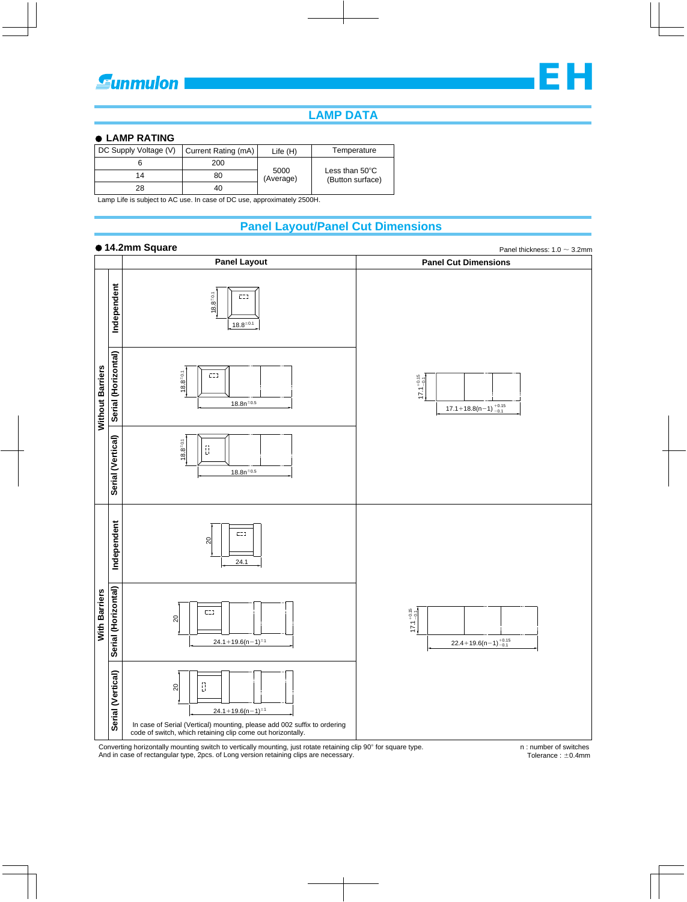# LAMP DATA

## ● LAMP RATING

| DC Supply Voltage (V) | Current Rating (mA) | Life (H) | Temperature |
|---|---|---|---|
| 6 | 200 | 5000 (Average) | Less than 50°C (Button surface) |
| 14 | 80 | | |
| 28 | 40 | | |

Lamp Life is subject to AC use. In case of DC use, approximately 2500H.

# Panel Layout/Panel Cut Dimensions

## ● 14.2mm Square

Panel thickness: 1.0 ～ 3.2mm

| | | Panel Layout | Panel Cut Dimensions |
|---|---|---|---|
| Without Barriers | Independent | $18.8^{\pm0.1}$ × $18.8^{\pm0.1}$ | $17.1^{+0.15}_{-0.1}$ × $17.1+18.8(n-1)^{+0.15}_{-0.1}$ |
| | Serial (Horizontal) | $18.8^{\pm0.1}$, $18.8n^{\pm0.5}$ | |
| | Serial (Vertical) | $18.8^{\pm0.1}$, $18.8n^{\pm0.5}$ | |
| With Barriers | Independent | 20 × 24.1 | $17.1^{+0.15}_{-0.1}$ × $22.4+19.6(n-1)^{+0.15}_{-0.1}$ |
| | Serial (Horizontal) | 20, $24.1+19.6(n-1)^{\pm1}$ | |
| | Serial (Vertical) | 20, $24.1+19.6(n-1)^{\pm1}$ In case of Serial (Vertical) mounting, please add 002 suffix to ordering code of switch, which retaining clip come out horizontally. | |

Converting horizontally mounting switch to vertically mounting, just rotate retaining clip 90° for square type.
And in case of rectangular type, 2pcs. of Long version retaining clips are necessary.

n : number of switches
Tolerance : ±0.4mm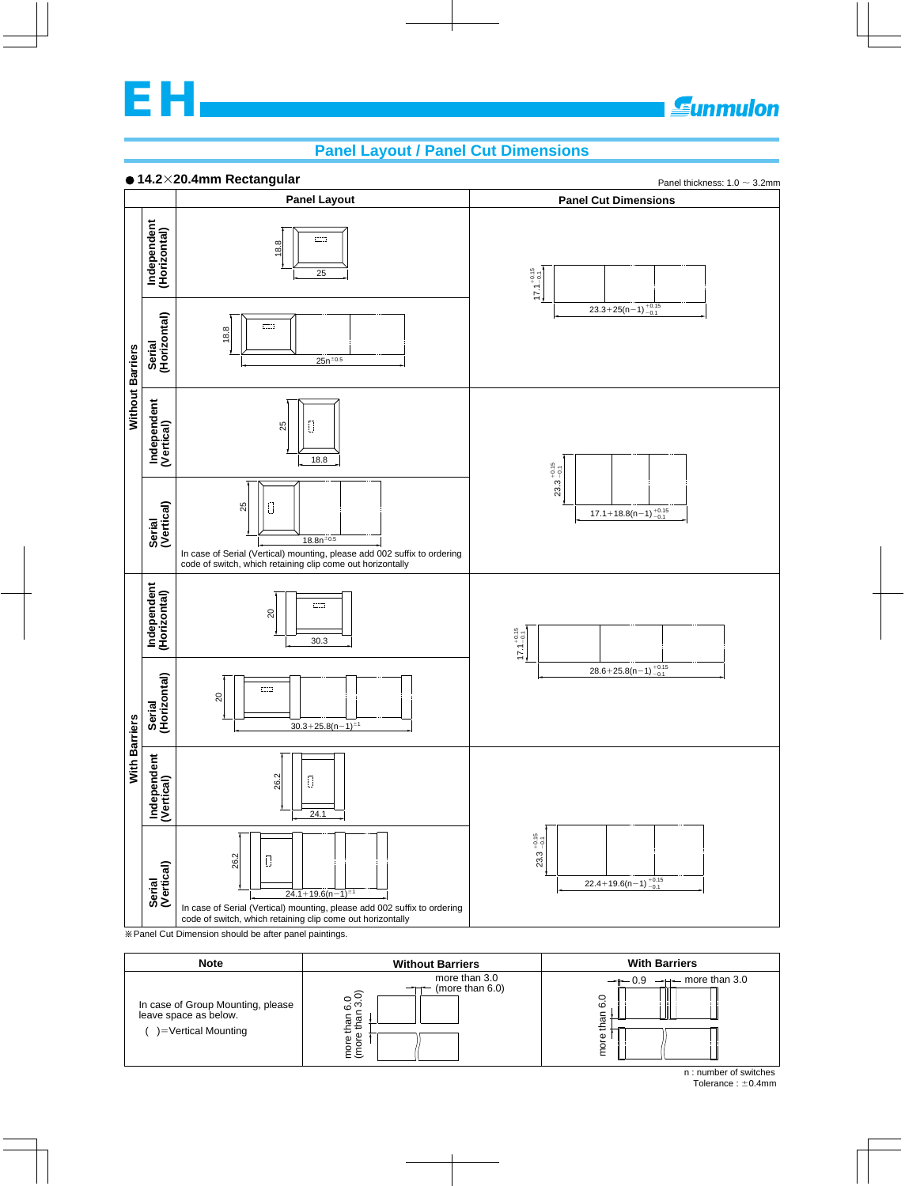# EH

## Panel Layout / Panel Cut Dimensions

### ● 14.2×20.4mm Rectangular

Panel thickness: 1.0 ~ 3.2mm

| | | Panel Layout | Panel Cut Dimensions |
|---|---|---|---|
| Without Barriers | Independent (Horizontal) | 18.8 / 25 | $17.1^{+0.15}_{-0.1}$ / $23.3+25(n-1)^{+0.15}_{-0.1}$ |
| | Serial (Horizontal) | 18.8 / $25n^{\pm0.5}$ | |
| | Independent (Vertical) | 25 / 18.8 | $23.3^{+0.15}_{-0.1}$ / $17.1+18.8(n-1)^{+0.15}_{-0.1}$ |
| | Serial (Vertical) | 25 / $18.8n^{\pm0.5}$<br>In case of Serial (Vertical) mounting, please add 002 suffix to ordering code of switch, which retaining clip come out horizontally | |
| With Barriers | Independent (Horizontal) | 20 / 30.3 | $17.1^{+0.15}_{-0.1}$ / $28.6+25.8(n-1)^{+0.15}_{-0.1}$ |
| | Serial (Horizontal) | 20 / $30.3+25.8(n-1)^{\pm1}$ | |
| | Independent (Vertical) | 26.2 / 24.1 | $23.3^{+0.15}_{-0.1}$ / $22.4+19.6(n-1)^{+0.15}_{-0.1}$ |
| | Serial (Vertical) | 26.2 / $24.1+19.6(n-1)^{\pm1}$<br>In case of Serial (Vertical) mounting, please add 002 suffix to ordering code of switch, which retaining clip come out horizontally | |

※Panel Cut Dimension should be after panel paintings.

| Note | Without Barriers | With Barriers |
|---|---|---|
| In case of Group Mounting, please leave space as below.<br>( )=Vertical Mounting | more than 3.0 (more than 6.0)<br>more than 6.0 (more than 3.0) | 0.9<br>more than 3.0<br>more than 6.0 |

n : number of switches
Tolerance : ±0.4mm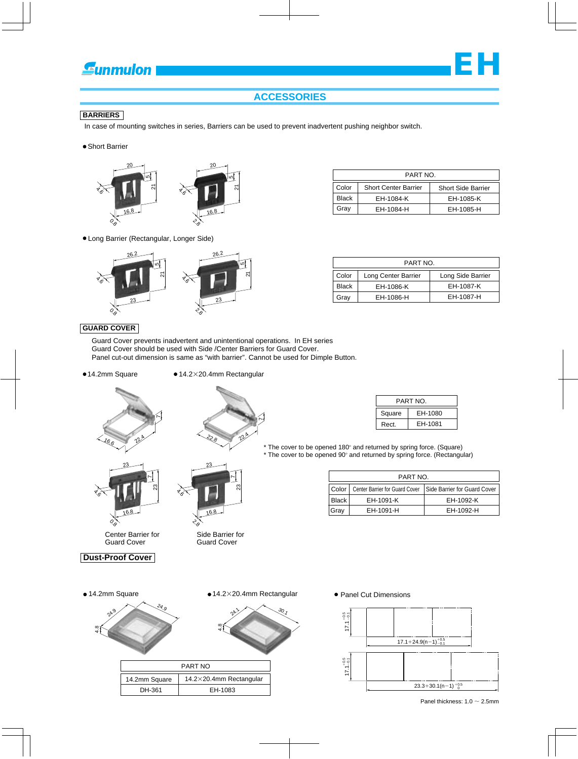# ACCESSORIES

## BARRIERS

In case of mounting switches in series, Barriers can be used to prevent inadvertent pushing neighbor switch.

● Short Barrier

| PART NO. | | |
|---|---|---|
| Color | Short Center Barrier | Short Side Barrier |
| Black | EH-1084-K | EH-1085-K |
| Gray | EH-1084-H | EH-1085-H |

● Long Barrier (Rectangular, Longer Side)

| PART NO. | | |
|---|---|---|
| Color | Long Center Barrier | Long Side Barrier |
| Black | EH-1086-K | EH-1087-K |
| Gray | EH-1086-H | EH-1087-H |

## GUARD COVER

Guard Cover prevents inadvertent and unintentional operations. In EH series Guard Cover should be used with Side /Center Barriers for Guard Cover.
Panel cut-out dimension is same as "with barrier". Cannot be used for Dimple Button.

● 14.2mm Square ● 14.2×20.4mm Rectangular

| PART NO. | |
|---|---|
| Square | EH-1080 |
| Rect. | EH-1081 |

* The cover to be opened 180° and returned by spring force. (Square)
* The cover to be opened 90° and returned by spring force. (Rectangular)

Center Barrier for Guard Cover

Side Barrier for Guard Cover

| PART NO. | | |
|---|---|---|
| Color | Center Barrier for Guard Cover | Side Barrier for Guard Cover |
| Black | EH-1091-K | EH-1092-K |
| Gray | EH-1091-H | EH-1092-H |

## Dust-Proof Cover

● 14.2mm Square ● 14.2×20.4mm Rectangular

| PART NO | |
|---|---|
| 14.2mm Square | 14.2×20.4mm Rectangular |
| DH-361 | EH-1083 |

● Panel Cut Dimensions

$17.1^{+0.5}_{-0.1}$ ; $17.1+24.9(n-1)^{+0.5}_{-0.1}$

$17.1^{+0.5}_{-0.1}$ ; $23.3+30.1(n-1)^{+0.5}_{0}$

Panel thickness: 1.0 ~ 2.5mm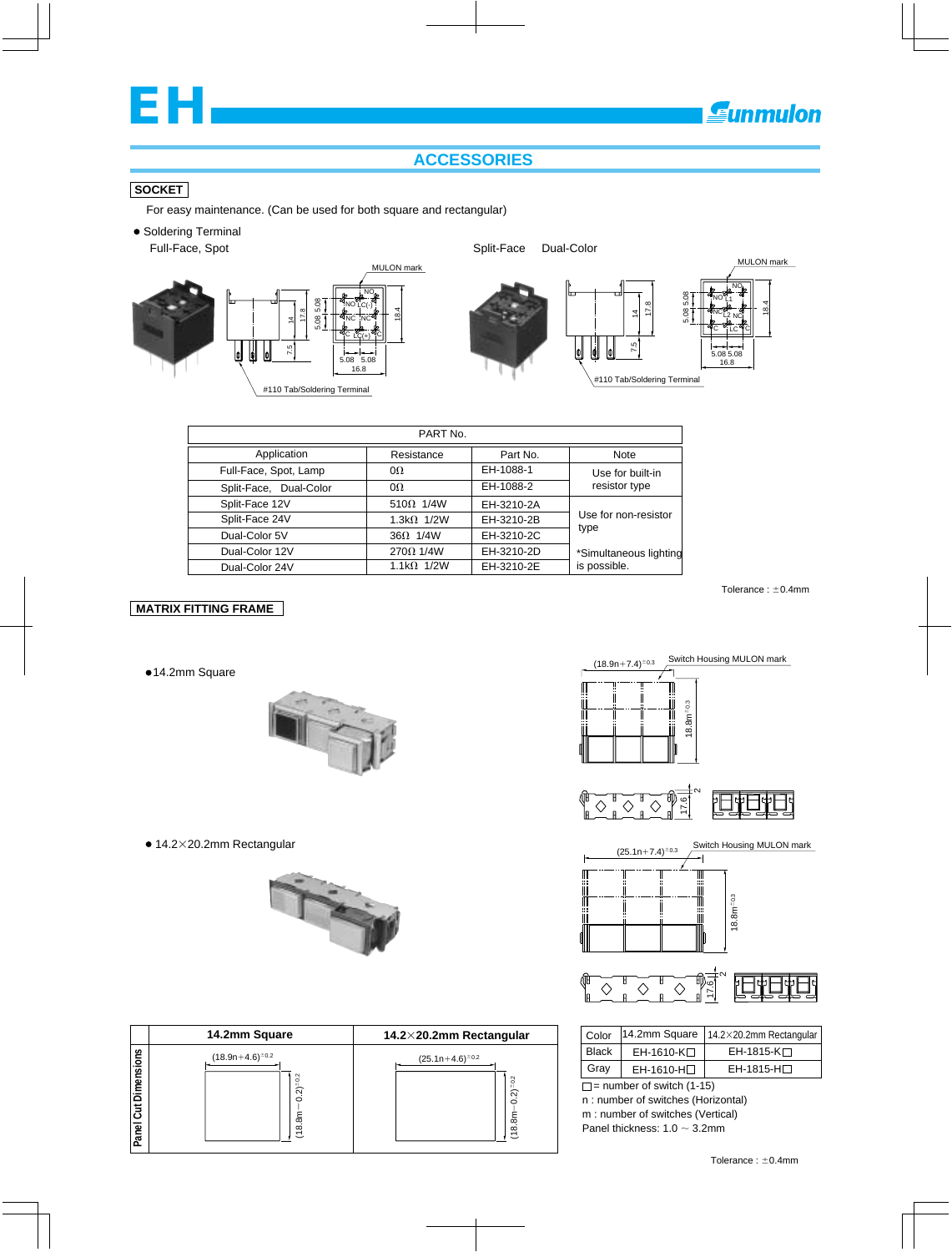# EH

Sunmulon

## ACCESSORIES

### SOCKET

For easy maintenance. (Can be used for both square and rectangular)

● Soldering Terminal

Full-Face, Spot

Split-Face Dual-Color

MULON mark

#110 Tab/Soldering Terminal

| PART No. | | | |
|---|---|---|---|
| Application | Resistance | Part No. | Note |
| Full-Face, Spot, Lamp | 0Ω | EH-1088-1 | Use for built-in resistor type |
| Split-Face, Dual-Color | 0Ω | EH-1088-2 | |
| Split-Face 12V | 510Ω 1/4W | EH-3210-2A | Use for non-resistor type |
| Split-Face 24V | 1.3kΩ 1/2W | EH-3210-2B | |
| Dual-Color 5V | 36Ω 1/4W | EH-3210-2C | |
| Dual-Color 12V | 270Ω 1/4W | EH-3210-2D | *Simultaneous lighting is possible. |
| Dual-Color 24V | 1.1kΩ 1/2W | EH-3210-2E | |

Tolerance : ±0.4mm

### MATRIX FITTING FRAME

● 14.2mm Square

$(18.9n+7.4)^{\pm0.3}$ Switch Housing MULON mark $18.8m^{\pm0.3}$

● 14.2×20.2mm Rectangular

$(25.1n+7.4)^{\pm0.3}$ Switch Housing MULON mark $18.8m^{\pm0.3}$

| | 14.2mm Square | 14.2×20.2mm Rectangular |
|---|---|---|
| Panel Cut Dimensions | $(18.9n+4.6)^{\pm0.2}$ × $(18.8m-0.2)^{\pm0.2}$ | $(25.1n+4.6)^{\pm0.2}$ × $(18.8m-0.2)^{\pm0.2}$ |

| Color | 14.2mm Square | 14.2×20.2mm Rectangular |
|---|---|---|
| Black | EH-1610-K□ | EH-1815-K□ |
| Gray | EH-1610-H□ | EH-1815-H□ |

□= number of switch (1-15)
n : number of switches (Horizontal)
m : number of switches (Vertical)
Panel thickness: 1.0 ~ 3.2mm

Tolerance : ±0.4mm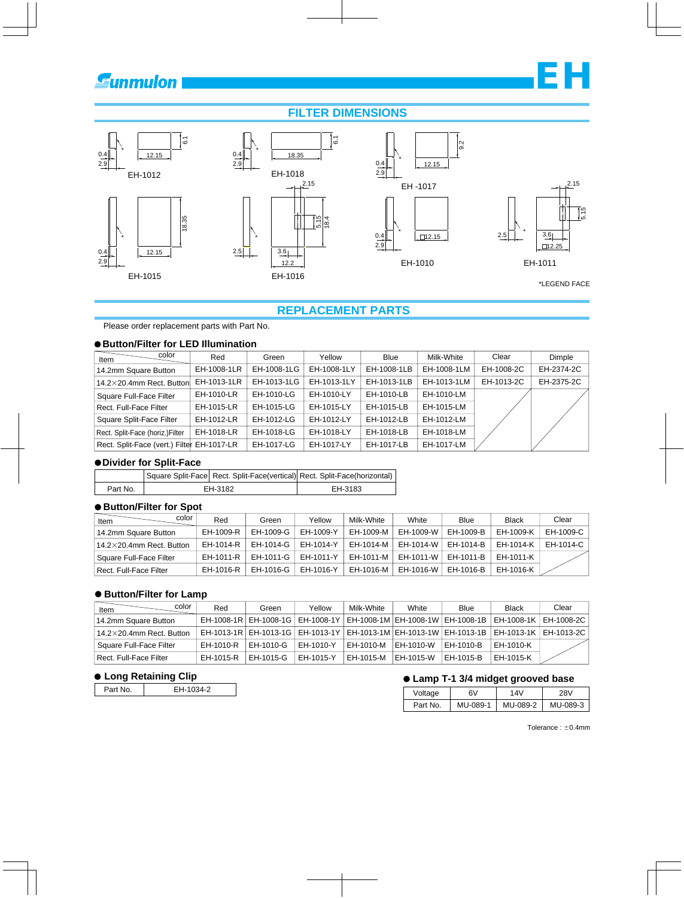# FILTER DIMENSIONS

EH-1012: 0.4, 2.9, 12.15, 6.1

EH-1018: 0.4, 2.9, 18.35, 6.1

EH-1017: 0.4, 2.9, 12.15, 9.2

EH-1015: 0.4, 2.9, 12.15, 18.35

EH-1016: 2.5, 2.15, 5.15, 18.4, 3.6, 12.2

EH-1010: 0.4, 2.9, □12.15

EH-1011: 2.5, 2.15, 5.15, 3.6, □12.25

*LEGEND FACE

# REPLACEMENT PARTS

Please order replacement parts with Part No.

### ● Button/Filter for LED Illumination

| Item \ color | Red | Green | Yellow | Blue | Milk-White | Clear | Dimple |
|---|---|---|---|---|---|---|---|
| 14.2mm Square Button | EH-1008-1LR | EH-1008-1LG | EH-1008-1LY | EH-1008-1LB | EH-1008-1LM | EH-1008-2C | EH-2374-2C |
| 14.2×20.4mm Rect. Button | EH-1013-1LR | EH-1013-1LG | EH-1013-1LY | EH-1013-1LB | EH-1013-1LM | EH-1013-2C | EH-2375-2C |
| Square Full-Face Filter | EH-1010-LR | EH-1010-LG | EH-1010-LY | EH-1010-LB | EH-1010-LM | | |
| Rect. Full-Face Filter | EH-1015-LR | EH-1015-LG | EH-1015-LY | EH-1015-LB | EH-1015-LM | | |
| Square Split-Face Filter | EH-1012-LR | EH-1012-LG | EH-1012-LY | EH-1012-LB | EH-1012-LM | | |
| Rect. Split-Face (horiz.)Filter | EH-1018-LR | EH-1018-LG | EH-1018-LY | EH-1018-LB | EH-1018-LM | | |
| Rect. Split-Face (vert.) Filter | EH-1017-LR | EH-1017-LG | EH-1017-LY | EH-1017-LB | EH-1017-LM | | |

### ● Divider for Split-Face

| | Square Split-Face | Rect. Split-Face(vertical) | Rect. Split-Face(horizontal) |
|---|---|---|---|
| Part No. | EH-3182 | | EH-3183 |

### ● Button/Filter for Spot

| Item \ color | Red | Green | Yellow | Milk-White | White | Blue | Black | Clear |
|---|---|---|---|---|---|---|---|---|
| 14.2mm Square Button | EH-1009-R | EH-1009-G | EH-1009-Y | EH-1009-M | EH-1009-W | EH-1009-B | EH-1009-K | EH-1009-C |
| 14.2×20.4mm Rect. Button | EH-1014-R | EH-1014-G | EH-1014-Y | EH-1014-M | EH-1014-W | EH-1014-B | EH-1014-K | EH-1014-C |
| Square Full-Face Filter | EH-1011-R | EH-1011-G | EH-1011-Y | EH-1011-M | EH-1011-W | EH-1011-B | EH-1011-K | |
| Rect. Full-Face Filter | EH-1016-R | EH-1016-G | EH-1016-Y | EH-1016-M | EH-1016-W | EH-1016-B | EH-1016-K | |

### ● Button/Filter for Lamp

| Item \ color | Red | Green | Yellow | Milk-White | White | Blue | Black | Clear |
|---|---|---|---|---|---|---|---|---|
| 14.2mm Square Button | EH-1008-1R | EH-1008-1G | EH-1008-1Y | EH-1008-1M | EH-1008-1W | EH-1008-1B | EH-1008-1K | EH-1008-2C |
| 14.2×20.4mm Rect. Button | EH-1013-1R | EH-1013-1G | EH-1013-1Y | EH-1013-1M | EH-1013-1W | EH-1013-1B | EH-1013-1K | EH-1013-2C |
| Square Full-Face Filter | EH-1010-R | EH-1010-G | EH-1010-Y | EH-1010-M | EH-1010-W | EH-1010-B | EH-1010-K | |
| Rect. Full-Face Filter | EH-1015-R | EH-1015-G | EH-1015-Y | EH-1015-M | EH-1015-W | EH-1015-B | EH-1015-K | |

### ● Long Retaining Clip

| Part No. | EH-1034-2 |
|---|---|

### ● Lamp T-1 3/4 midget grooved base

| Voltage | 6V | 14V | 28V |
|---|---|---|---|
| Part No. | MU-089-1 | MU-089-2 | MU-089-3 |

Tolerance : ±0.4mm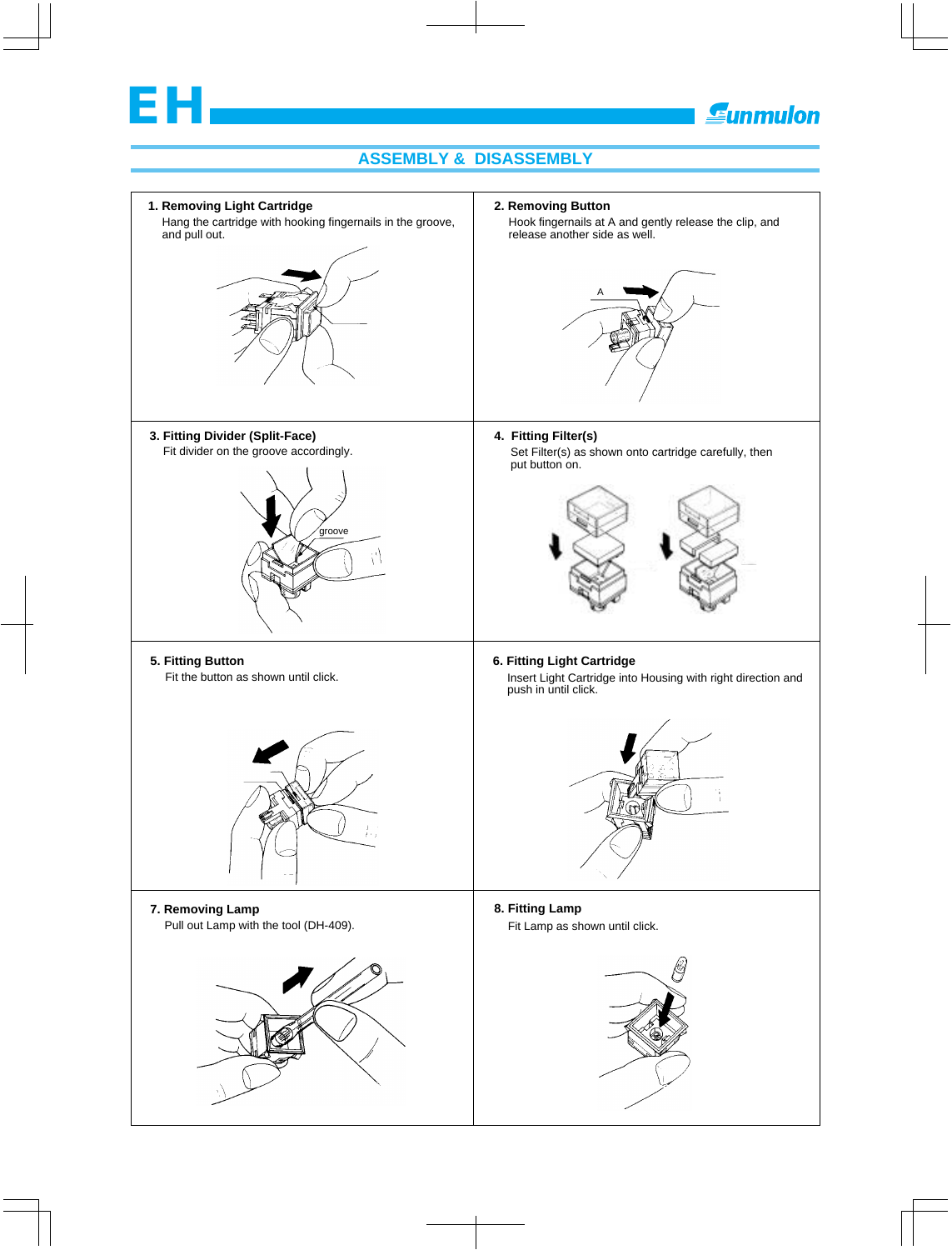## ASSEMBLY & DISASSEMBLY

**1. Removing Light Cartridge**

Hang the cartridge with hooking fingernails in the groove, and pull out.

**2. Removing Button**

Hook fingernails at A and gently release the clip, and release another side as well.

**3. Fitting Divider (Split-Face)**

Fit divider on the groove accordingly.

**4. Fitting Filter(s)**

Set Filter(s) as shown onto cartridge carefully, then put button on.

**5. Fitting Button**

Fit the button as shown until click.

**6. Fitting Light Cartridge**

Insert Light Cartridge into Housing with right direction and push in until click.

**7. Removing Lamp**

Pull out Lamp with the tool (DH-409).

**8. Fitting Lamp**

Fit Lamp as shown until click.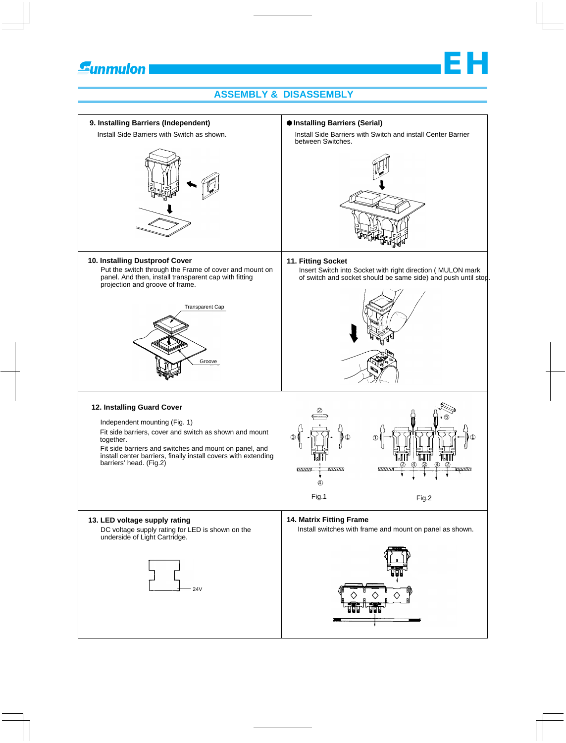## ASSEMBLY & DISASSEMBLY

### 9. Installing Barriers (Independent)

Install Side Barriers with Switch as shown.

### ● Installing Barriers (Serial)

Install Side Barriers with Switch and install Center Barrier between Switches.

### 10. Installing Dustproof Cover

Put the switch through the Frame of cover and mount on panel. And then, install transparent cap with fitting projection and groove of frame.

Transparent Cap

Groove

### 11. Fitting Socket

Insert Switch into Socket with right direction ( MULON mark of switch and socket should be same side) and push until stop.

### 12. Installing Guard Cover

Independent mounting (Fig. 1)

Fit side barriers, cover and switch as shown and mount together.

Fit side barriers and switches and mount on panel, and install center barriers, finally install covers with extending barriers' head. (Fig.2)

Fig.1

Fig.2

### 13. LED voltage supply rating

DC voltage supply rating for LED is shown on the underside of Light Cartridge.

24V

### 14. Matrix Fitting Frame

Install switches with frame and mount on panel as shown.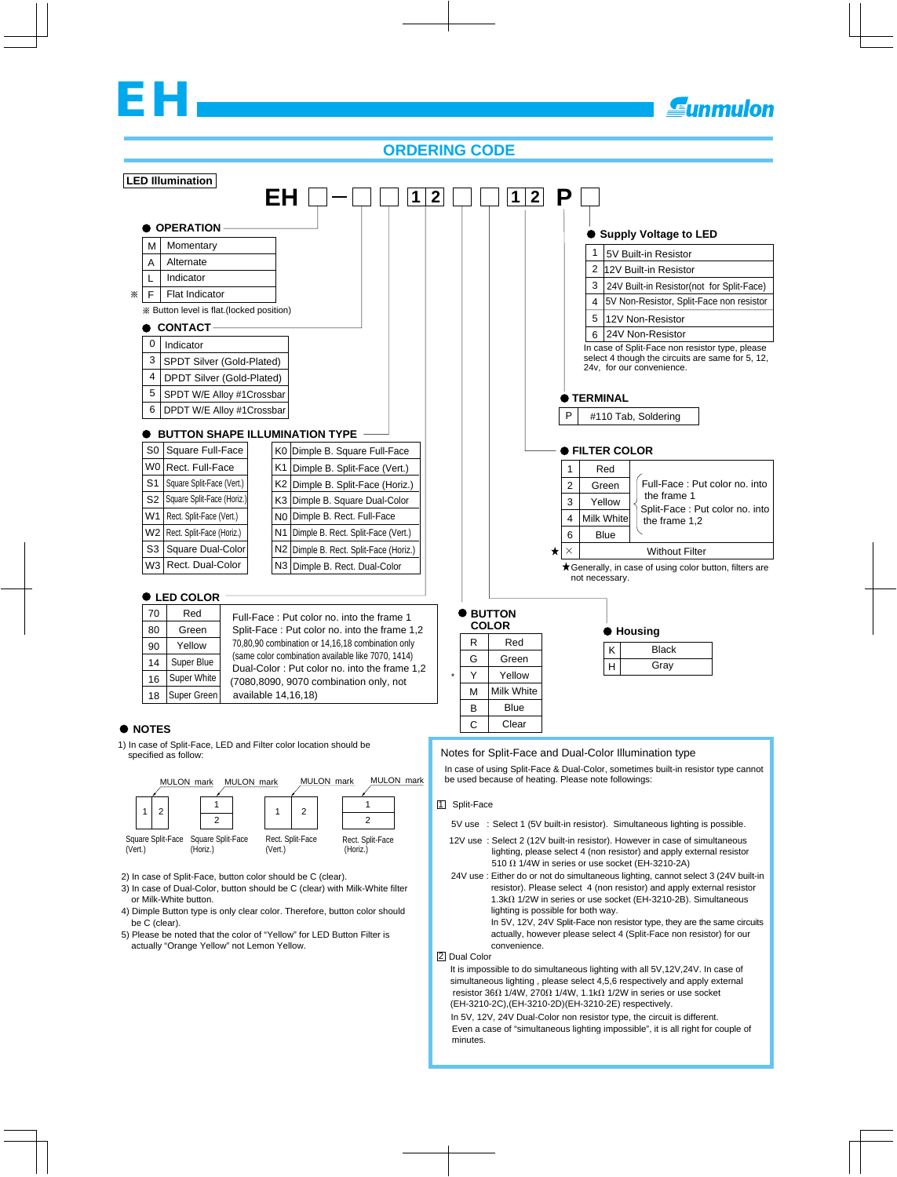# EH

**Sunmulon**

## ORDERING CODE

**LED Illumination**

EH □ — □ □ 1 2 □ □ 1 2 P □

### ● OPERATION

| | |
|---|---|
| M | Momentary |
| A | Alternate |
| L | Indicator |
| ※ F | Flat Indicator |

※ Button level is flat.(locked position)

### ● CONTACT

| | |
|---|---|
| 0 | Indicator |
| 3 | SPDT Silver (Gold-Plated) |
| 4 | DPDT Silver (Gold-Plated) |
| 5 | SPDT W/E Alloy #1Crossbar |
| 6 | DPDT W/E Alloy #1Crossbar |

### ● BUTTON SHAPE ILLUMINATION TYPE

| | | | |
|---|---|---|---|
| S0 | Square Full-Face | K0 | Dimple B. Square Full-Face |
| W0 | Rect. Full-Face | K1 | Dimple B. Split-Face (Vert.) |
| S1 | Square Split-Face (Vert.) | K2 | Dimple B. Split-Face (Horiz.) |
| S2 | Square Split-Face (Horiz.) | K3 | Dimple B. Square Dual-Color |
| W1 | Rect. Split-Face (Vert.) | N0 | Dimple B. Rect. Full-Face |
| W2 | Rect. Split-Face (Horiz.) | N1 | Dimple B. Rect. Split-Face (Vert.) |
| S3 | Square Dual-Color | N2 | Dimple B. Rect. Split-Face (Horiz.) |
| W3 | Rect. Dual-Color | N3 | Dimple B. Rect. Dual-Color |

### ● LED COLOR

| | |
|---|---|
| 70 | Red |
| 80 | Green |
| 90 | Yellow |
| 14 | Super Blue |
| 16 | Super White |
| 18 | Super Green |

Full-Face : Put color no. into the frame 1
Split-Face : Put color no. into the frame 1,2
70,80,90 combination or 14,16,18 combination only
(same color combination available like 7070, 1414)
Dual-Color : Put color no. into the frame 1,2
(7080,8090, 9070 combination only, not available 14,16,18)

### ● Supply Voltage to LED

| | |
|---|---|
| 1 | 5V Built-in Resistor |
| 2 | 12V Built-in Resistor |
| 3 | 24V Built-in Resistor(not for Split-Face) |
| 4 | 5V Non-Resistor, Split-Face non resistor |
| 5 | 12V Non-Resistor |
| 6 | 24V Non-Resistor |

In case of Split-Face non resistor type, please select 4 though the circuits are same for 5, 12, 24v, for our convenience.

### ● TERMINAL

| | |
|---|---|
| P | #110 Tab, Soldering |

### ● FILTER COLOR

| | |
|---|---|
| 1 | Red |
| 2 | Green |
| 3 | Yellow |
| 4 | Milk White |
| 6 | Blue |
| ★ × | Without Filter |

Full-Face : Put color no. into the frame 1
Split-Face : Put color no. into the frame 1,2

★Generally, in case of using color button, filters are not necessary.

### ● BUTTON COLOR

| | |
|---|---|
| R | Red |
| G | Green |
| * Y | Yellow |
| M | Milk White |
| B | Blue |
| C | Clear |

### ● Housing

| | |
|---|---|
| K | Black |
| H | Gray |

### ● NOTES

1) In case of Split-Face, LED and Filter color location should be specified as follow:

MULON mark — Square Split-Face (Vert.): 1 | 2
MULON mark — Square Split-Face (Horiz.): 1 / 2
MULON mark — Rect. Split-Face (Vert.): 1 | 2
MULON mark — Rect. Split-Face (Horiz.): 1 / 2

2) In case of Split-Face, button color should be C (clear).
3) In case of Dual-Color, button color should be C (clear) with Milk-White filter or Milk-White button.
4) Dimple Button type is only clear color. Therefore, button color should be C (clear).
5) Please be noted that the color of "Yellow" for LED Button Filter is actually "Orange Yellow" not Lemon Yellow.

### Notes for Split-Face and Dual-Color Illumination type

In case of using Split-Face & Dual-Color, sometimes built-in resistor type cannot be used because of heating. Please note followings:

1 Split-Face

5V use : Select 1 (5V built-in resistor). Simultaneous lighting is possible.

12V use : Select 2 (12V built-in resistor). However in case of simultaneous lighting, please select 4 (non resistor) and apply external resistor 510 Ω 1/4W in series or use socket (EH-3210-2A)

24V use : Either do or not do simultaneous lighting, cannot select 3 (24V built-in resistor). Please select 4 (non resistor) and apply external resistor 1.3kΩ 1/2W in series or use socket (EH-3210-2B). Simultaneous lighting is possible for both way.
In 5V, 12V, 24V Split-Face non resistor type, they are the same circuits actually, however please select 4 (Split-Face non resistor) for our convenience.

2 Dual Color

It is impossible to do simultaneous lighting with all 5V,12V,24V. In case of simultaneous lighting , please select 4,5,6 respectively and apply external resistor 36Ω 1/4W, 270Ω 1/4W, 1.1kΩ 1/2W in series or use socket (EH-3210-2C),(EH-3210-2D)(EH-3210-2E) respectively.
In 5V, 12V, 24V Dual-Color non resistor type, the circuit is different.
Even a case of "simultaneous lighting impossible", it is all right for couple of minutes.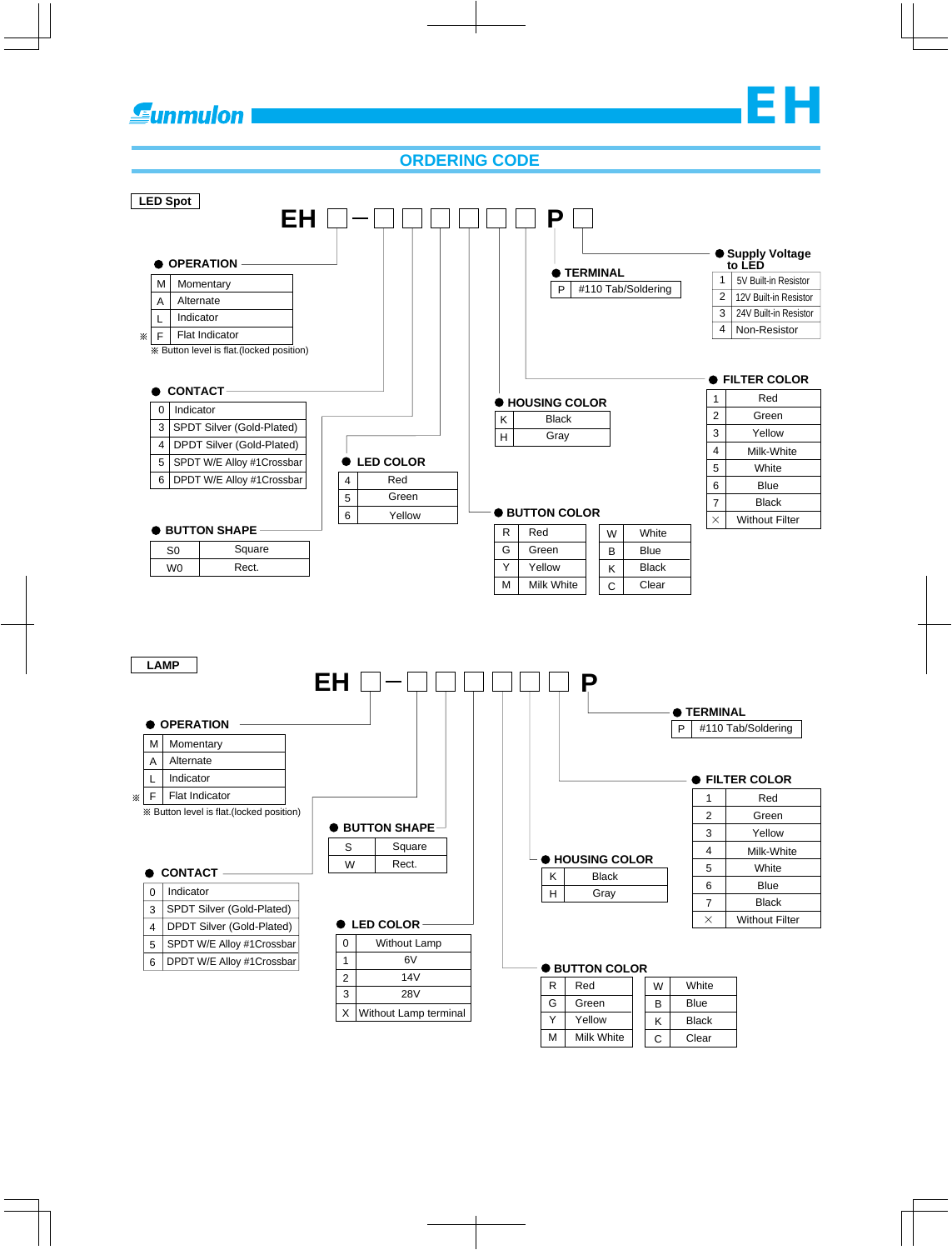# Sunmulon EH

## ORDERING CODE

### LED Spot

**EH □ – □ □ □ □ □ □ P □**

● OPERATION

| | |
|---|---|
| M | Momentary |
| A | Alternate |
| L | Indicator |
| ※ F | Flat Indicator |

※ Button level is flat.(locked position)

● CONTACT

| | |
|---|---|
| 0 | Indicator |
| 3 | SPDT Silver (Gold-Plated) |
| 4 | DPDT Silver (Gold-Plated) |
| 5 | SPDT W/E Alloy #1Crossbar |
| 6 | DPDT W/E Alloy #1Crossbar |

● BUTTON SHAPE

| | |
|---|---|
| S0 | Square |
| W0 | Rect. |

● LED COLOR

| | |
|---|---|
| 4 | Red |
| 5 | Green |
| 6 | Yellow |

● HOUSING COLOR

| | |
|---|---|
| K | Black |
| H | Gray |

● BUTTON COLOR

| | | | |
|---|---|---|---|
| R | Red | W | White |
| G | Green | B | Blue |
| Y | Yellow | K | Black |
| M | Milk White | C | Clear |

● TERMINAL

| | |
|---|---|
| P | #110 Tab/Soldering |

● Supply Voltage to LED

| | |
|---|---|
| 1 | 5V Built-in Resistor |
| 2 | 12V Built-in Resistor |
| 3 | 24V Built-in Resistor |
| 4 | Non-Resistor |

● FILTER COLOR

| | |
|---|---|
| 1 | Red |
| 2 | Green |
| 3 | Yellow |
| 4 | Milk-White |
| 5 | White |
| 6 | Blue |
| 7 | Black |
| × | Without Filter |

### LAMP

**EH □ – □ □ □ □ □ □ P**

● OPERATION

| | |
|---|---|
| M | Momentary |
| A | Alternate |
| L | Indicator |
| ※ F | Flat Indicator |

※ Button level is flat.(locked position)

● CONTACT

| | |
|---|---|
| 0 | Indicator |
| 3 | SPDT Silver (Gold-Plated) |
| 4 | DPDT Silver (Gold-Plated) |
| 5 | SPDT W/E Alloy #1Crossbar |
| 6 | DPDT W/E Alloy #1Crossbar |

● BUTTON SHAPE

| | |
|---|---|
| S | Square |
| W | Rect. |

● LED COLOR

| | |
|---|---|
| 0 | Without Lamp |
| 1 | 6V |
| 2 | 14V |
| 3 | 28V |
| X | Without Lamp terminal |

● HOUSING COLOR

| | |
|---|---|
| K | Black |
| H | Gray |

● BUTTON COLOR

| | | | |
|---|---|---|---|
| R | Red | W | White |
| G | Green | B | Blue |
| Y | Yellow | K | Black |
| M | Milk White | C | Clear |

● TERMINAL

| | |
|---|---|
| P | #110 Tab/Soldering |

● FILTER COLOR

| | |
|---|---|
| 1 | Red |
| 2 | Green |
| 3 | Yellow |
| 4 | Milk-White |
| 5 | White |
| 6 | Blue |
| 7 | Black |
| × | Without Filter |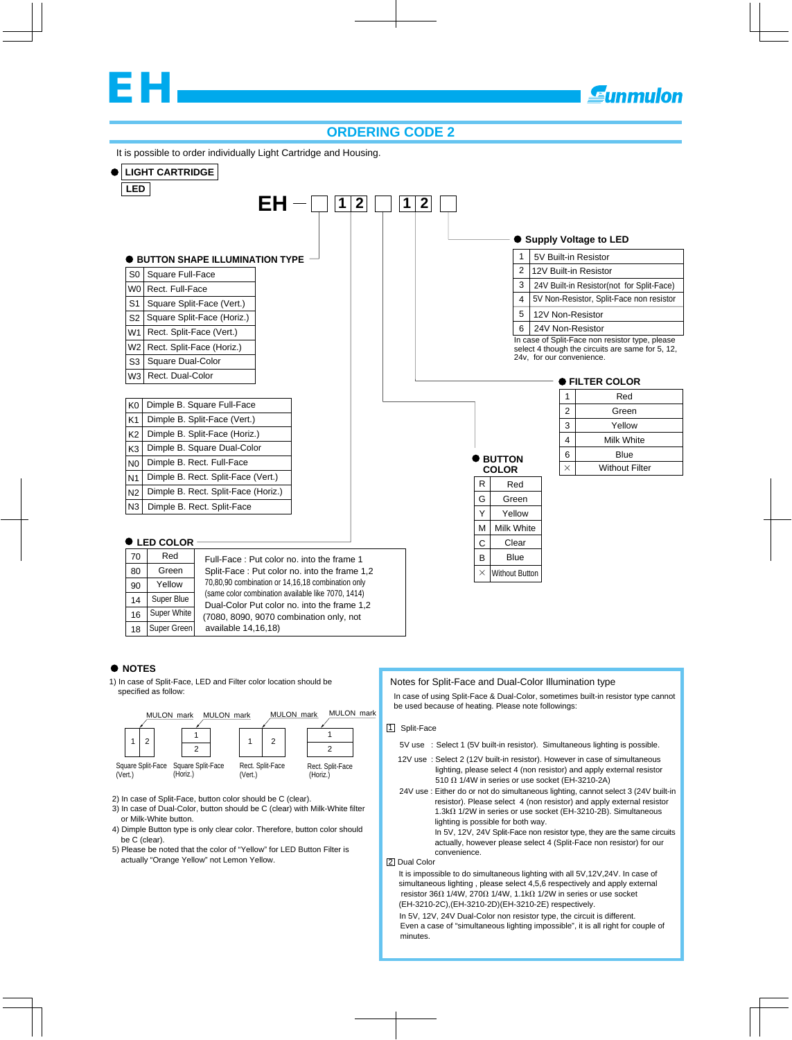# EH

## ORDERING CODE 2

It is possible to order individually Light Cartridge and Housing.

● **LIGHT CARTRIDGE**

**LED**

**EH — □ 1 2 □ 1 2 □**

### ● BUTTON SHAPE ILLUMINATION TYPE

| Code | Type |
|---|---|
| S0 | Square Full-Face |
| W0 | Rect. Full-Face |
| S1 | Square Split-Face (Vert.) |
| S2 | Square Split-Face (Horiz.) |
| W1 | Rect. Split-Face (Vert.) |
| W2 | Rect. Split-Face (Horiz.) |
| S3 | Square Dual-Color |
| W3 | Rect. Dual-Color |

| Code | Type |
|---|---|
| K0 | Dimple B. Square Full-Face |
| K1 | Dimple B. Split-Face (Vert.) |
| K2 | Dimple B. Split-Face (Horiz.) |
| K3 | Dimple B. Square Dual-Color |
| N0 | Dimple B. Rect. Full-Face |
| N1 | Dimple B. Rect. Split-Face (Vert.) |
| N2 | Dimple B. Rect. Split-Face (Horiz.) |
| N3 | Dimple B. Rect. Split-Face |

### ● LED COLOR

| Code | Color |
|---|---|
| 70 | Red |
| 80 | Green |
| 90 | Yellow |
| 14 | Super Blue |
| 16 | Super White |
| 18 | Super Green |

Full-Face : Put color no. into the frame 1
Split-Face : Put color no. into the frame 1,2
70,80,90 combination or 14,16,18 combination only
(same color combination available like 7070, 1414)
Dual-Color Put color no. into the frame 1,2
(7080, 8090, 9070 combination only, not available 14,16,18)

### ● Supply Voltage to LED

| Code | Voltage |
|---|---|
| 1 | 5V Built-in Resistor |
| 2 | 12V Built-in Resistor |
| 3 | 24V Built-in Resistor(not for Split-Face) |
| 4 | 5V Non-Resistor, Split-Face non resistor |
| 5 | 12V Non-Resistor |
| 6 | 24V Non-Resistor |

In case of Split-Face non resistor type, please select 4 though the circuits are same for 5, 12, 24v, for our convenience.

### ● FILTER COLOR

| Code | Color |
|---|---|
| 1 | Red |
| 2 | Green |
| 3 | Yellow |
| 4 | Milk White |
| 6 | Blue |
| × | Without Filter |

### ● BUTTON COLOR

| Code | Color |
|---|---|
| R | Red |
| G | Green |
| Y | Yellow |
| M | Milk White |
| C | Clear |
| B | Blue |
| × | Without Button |

### ● NOTES

1) In case of Split-Face, LED and Filter color location should be specified as follow:

MULON mark — Square Split-Face (Vert.): 1 | 2
MULON mark — Square Split-Face (Horiz.): 1 / 2
MULON mark — Rect. Split-Face (Vert.): 1 | 2
MULON mark — Rect. Split-Face (Horiz.): 1 / 2

2) In case of Split-Face, button color should be C (clear).
3) In case of Dual-Color, button should be C (clear) with Milk-White filter or Milk-White button.
4) Dimple Button type is only clear color. Therefore, button color should be C (clear).
5) Please be noted that the color of "Yellow" for LED Button Filter is actually "Orange Yellow" not Lemon Yellow.

### Notes for Split-Face and Dual-Color Illumination type

In case of using Split-Face & Dual-Color, sometimes built-in resistor type cannot be used because of heating. Please note followings:

1 Split-Face

5V use : Select 1 (5V built-in resistor). Simultaneous lighting is possible.

12V use : Select 2 (12V built-in resistor). However in case of simultaneous lighting, please select 4 (non resistor) and apply external resistor 510 Ω 1/4W in series or use socket (EH-3210-2A)

24V use : Either do or not do simultaneous lighting, cannot select 3 (24V built-in resistor). Please select 4 (non resistor) and apply external resistor 1.3kΩ 1/2W in series or use socket (EH-3210-2B). Simultaneous lighting is possible for both way.
In 5V, 12V, 24V Split-Face non resistor type, they are the same circuits actually, however please select 4 (Split-Face non resistor) for our convenience.

2 Dual Color

It is impossible to do simultaneous lighting with all 5V,12V,24V. In case of simultaneous lighting , please select 4,5,6 respectively and apply external resistor 36Ω 1/4W, 270Ω 1/4W, 1.1kΩ 1/2W in series or use socket (EH-3210-2C),(EH-3210-2D)(EH-3210-2E) respectively.
In 5V, 12V, 24V Dual-Color non resistor type, the circuit is different.
Even a case of "simultaneous lighting impossible", it is all right for couple of minutes.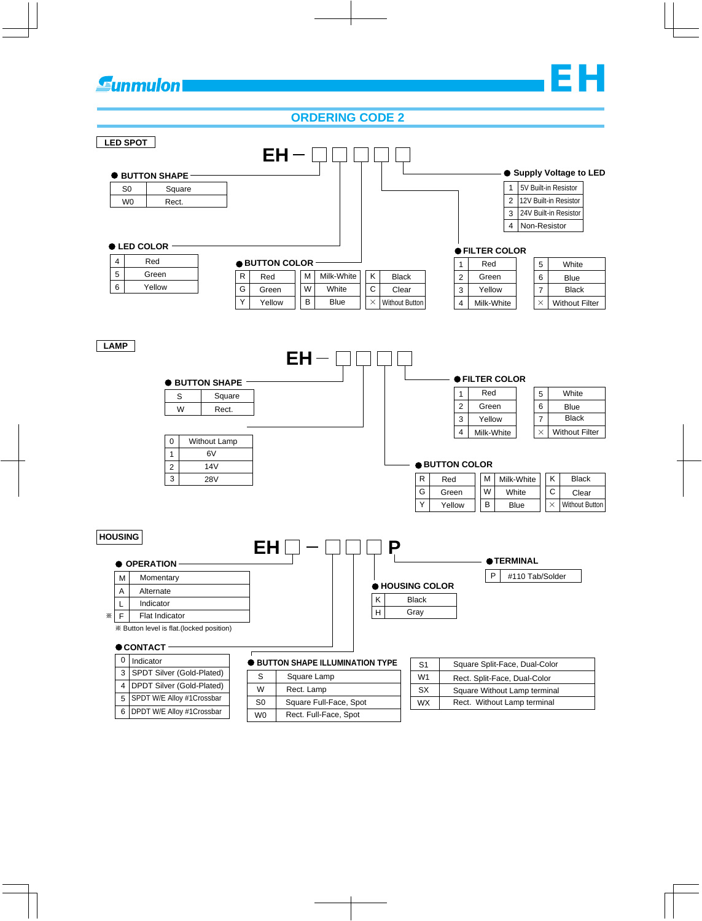# EH

## ORDERING CODE 2

### LED SPOT

EH－□□□□□

**● BUTTON SHAPE**

| | |
|---|---|
| S0 | Square |
| W0 | Rect. |

**● LED COLOR**

| | |
|---|---|
| 4 | Red |
| 5 | Green |
| 6 | Yellow |

**● BUTTON COLOR**

| | | | | | |
|---|---|---|---|---|---|
| R | Red | M | Milk-White | K | Black |
| G | Green | W | White | C | Clear |
| Y | Yellow | B | Blue | × | Without Button |

**● FILTER COLOR**

| | | | |
|---|---|---|---|
| 1 | Red | 5 | White |
| 2 | Green | 6 | Blue |
| 3 | Yellow | 7 | Black |
| 4 | Milk-White | × | Without Filter |

**● Supply Voltage to LED**

| | |
|---|---|
| 1 | 5V Built-in Resistor |
| 2 | 12V Built-in Resistor |
| 3 | 24V Built-in Resistor |
| 4 | Non-Resistor |

### LAMP

EH－□□□□

**● BUTTON SHAPE**

| | |
|---|---|
| S | Square |
| W | Rect. |

| | |
|---|---|
| 0 | Without Lamp |
| 1 | 6V |
| 2 | 14V |
| 3 | 28V |

**● BUTTON COLOR**

| | | | | | |
|---|---|---|---|---|---|
| R | Red | M | Milk-White | K | Black |
| G | Green | W | White | C | Clear |
| Y | Yellow | B | Blue | × | Without Button |

**● FILTER COLOR**

| | | | |
|---|---|---|---|
| 1 | Red | 5 | White |
| 2 | Green | 6 | Blue |
| 3 | Yellow | 7 | Black |
| 4 | Milk-White | × | Without Filter |

### HOUSING

EH□－□□□ P

**● OPERATION**

| | | |
|---|---|---|
| | M | Momentary |
| | A | Alternate |
| | L | Indicator |
| ※ | F | Flat Indicator |

※ Button level is flat.(locked position)

**● CONTACT**

| | |
|---|---|
| 0 | Indicator |
| 3 | SPDT Silver (Gold-Plated) |
| 4 | DPDT Silver (Gold-Plated) |
| 5 | SPDT W/E Alloy #1Crossbar |
| 6 | DPDT W/E Alloy #1Crossbar |

**● BUTTON SHAPE ILLUMINATION TYPE**

| | | | |
|---|---|---|---|
| S | Square Lamp | S1 | Square Split-Face, Dual-Color |
| W | Rect. Lamp | W1 | Rect. Split-Face, Dual-Color |
| S0 | Square Full-Face, Spot | SX | Square Without Lamp terminal |
| W0 | Rect. Full-Face, Spot | WX | Rect. Without Lamp terminal |

**● HOUSING COLOR**

| | |
|---|---|
| K | Black |
| H | Gray |

**● TERMINAL**

| | |
|---|---|
| P | #110 Tab/Solder |